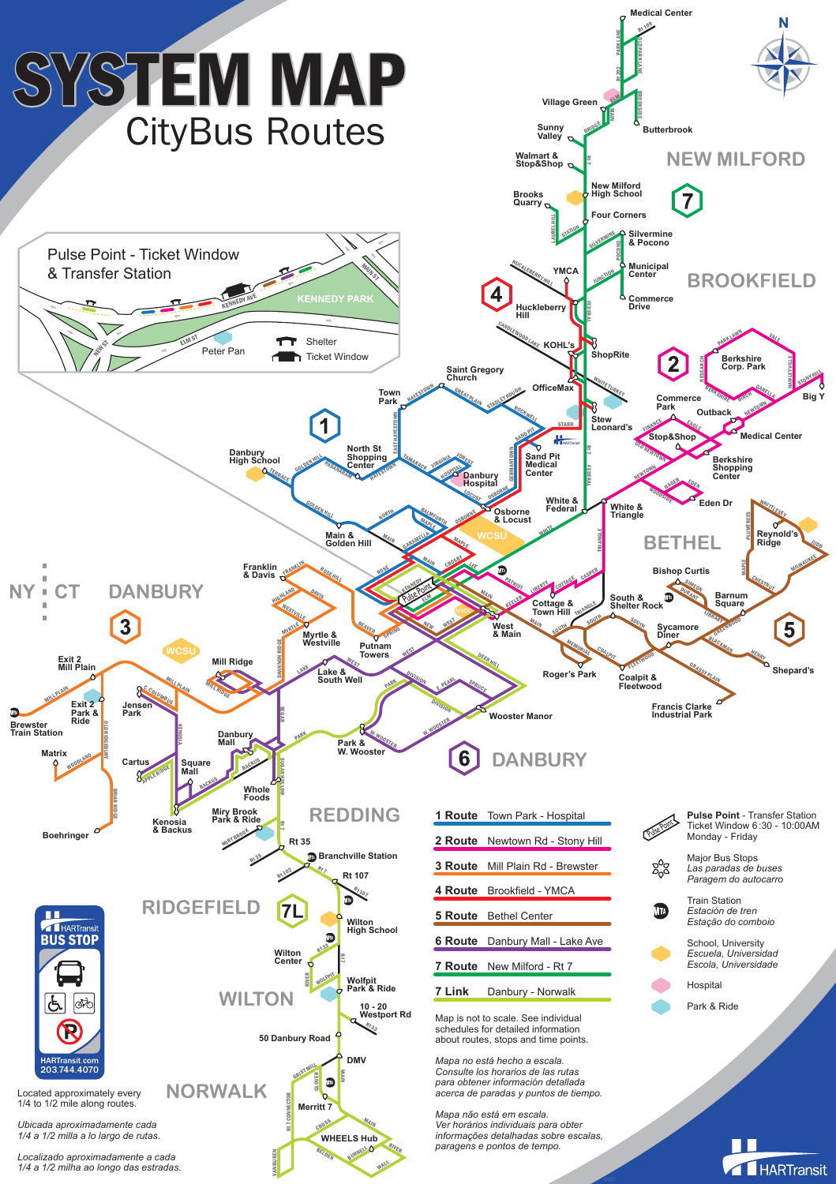# SYSTEM MAP

## CityBus Routes

### Pulse Point - Ticket Window & Transfer Station

Shelter

Ticket Window

| Route | Description |
|---|---|
| 1 Route | Town Park - Hospital |
| 2 Route | Newtown Rd - Stony Hill |
| 3 Route | Mill Plain Rd - Brewster |
| 4 Route | Brookfield - YMCA |
| 5 Route | Bethel Center |
| 6 Route | Danbury Mall - Lake Ave |
| 7 Route | New Milford - Rt 7 |
| 7 Link | Danbury - Norwalk |

Map is not to scale. See individual schedules for detailed information about routes, stops and time points.

*Mapa no está hecho a escala. Consulte los horarios de las rutas para obtener información detallada acerca de paradas y puntos de tiempo.*

*Mapa não está em escala. Ver horários individuais para obter informações detalhadas sobre escalas, paragens e pontos de tempo.*

**Pulse Point** - Transfer Station
Ticket Window 6:30 - 10:00AM
Monday - Friday

Major Bus Stops
*Las paradas de buses*
*Paragem do autocarro*

Train Station
*Estación de tren*
*Estação do comboio*

School, University
*Escuela, Universidad*
*Escola, Universidade*

Hospital

Park & Ride

**HARTransit BUS STOP**

HARTransit.com
203.744.4070

Located approximately every 1/4 to 1/2 mile along routes.

*Ubicada aproximadamente cada 1/4 a 1/2 milla a lo largo de rutas.*

*Localizado aproximadamente a cada 1/4 a 1/2 milha ao longo das estradas.*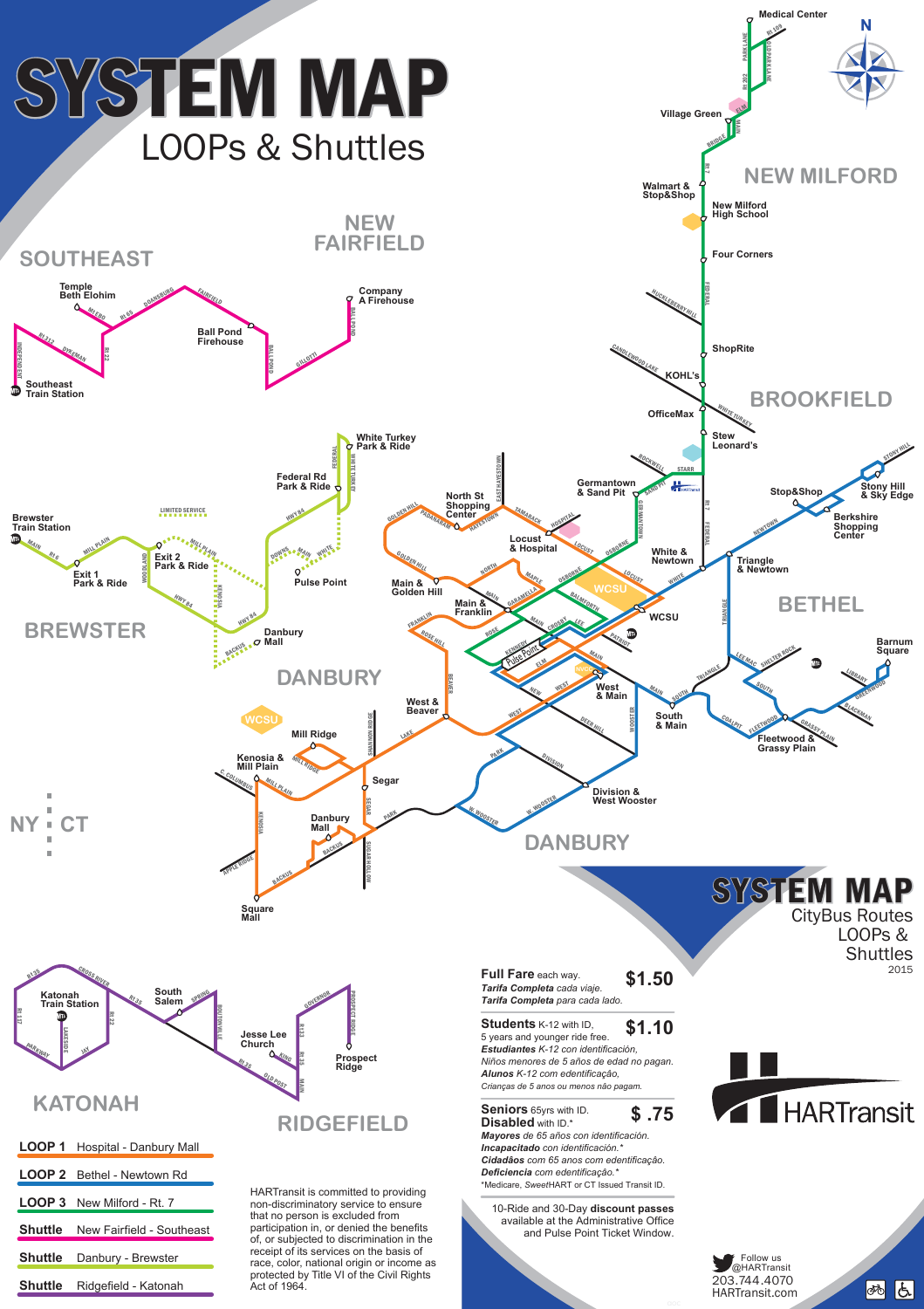# SYSTEM MAP

## LOOPs & Shuttles

NEW MILFORD

Medical Center

Village Green

Walmart & Stop&Shop

New Milford High School

Four Corners

ShopRite

KOHL's

OfficeMax

Stew Leonard's

BROOKFIELD

NEW FAIRFIELD

SOUTHEAST

Temple Beth Elohim

Company A Firehouse

Ball Pond Firehouse

Southeast Train Station

White Turkey Park & Ride

Federal Rd Park & Ride

Brewster Train Station

LIMITED SERVICE

Exit 2 Park & Ride

Exit 1 Park & Ride

Pulse Point

BREWSTER

Danbury Mall

North St Shopping Center

Germantown & Sand Pit

Locust & Hospital

White & Newtown

Stop&Shop

Stony Hill & Sky Edge

Berkshire Shopping Center

Triangle & Newtown

BETHEL

Barnum Square

Main & Golden Hill

Main & Franklin

WCSU

West & Main

South & Main

Fleetwood & Grassy Plain

West & Beaver

DANBURY

Mill Ridge

Kenosia & Mill Plain

Segar

Danbury Mall

Division & West Wooster

Square Mall

NY | CT

Katonah Train Station

South Salem

Jesse Lee Church

Prospect Ridge

KATONAH

RIDGEFIELD

# SYSTEM MAP

CityBus Routes
LOOPs & Shuttles
2015

| | |
|---|---|
| **LOOP 1** | Hospital - Danbury Mall |
| **LOOP 2** | Bethel - Newtown Rd |
| **LOOP 3** | New Milford - Rt. 7 |
| **Shuttle** | New Fairfield - Southeast |
| **Shuttle** | Danbury - Brewster |
| **Shuttle** | Ridgefield - Katonah |

HARTransit is committed to providing non-discriminatory service to ensure that no person is excluded from participation in, or denied the benefits of, or subjected to discrimination in the receipt of its services on the basis of race, color, national origin or income as protected by Title VI of the Civil Rights Act of 1964.

**Full Fare** each way. **$1.50**
***Tarifa Completa** cada viaje.*
***Tarifa Completa** para cada lado.*

**Students** K-12 with ID, **$1.10**
5 years and younger ride free.
***Estudiantes** K-12 con identificación,*
*Niños menores de 5 años de edad no pagan.*
***Alunos** K-12 com edentificação,*
*Crianças de 5 anos ou menos não pagam.*

**Seniors** 65yrs with ID. **$ .75**
**Disabled** with ID.*
***Mayores** de 65 años con identificación.*
***Incapacitado** con identificación.**
***Cidadãos** com 65 anos com edentificação.*
***Deficiencia** com edentificação.**
*Medicare, *SweetHART* or CT Issued Transit ID.

10-Ride and 30-Day **discount passes** available at the Administrative Office and Pulse Point Ticket Window.

HARTransit

Follow us @HARTransit
203.744.4070
HARTransit.com